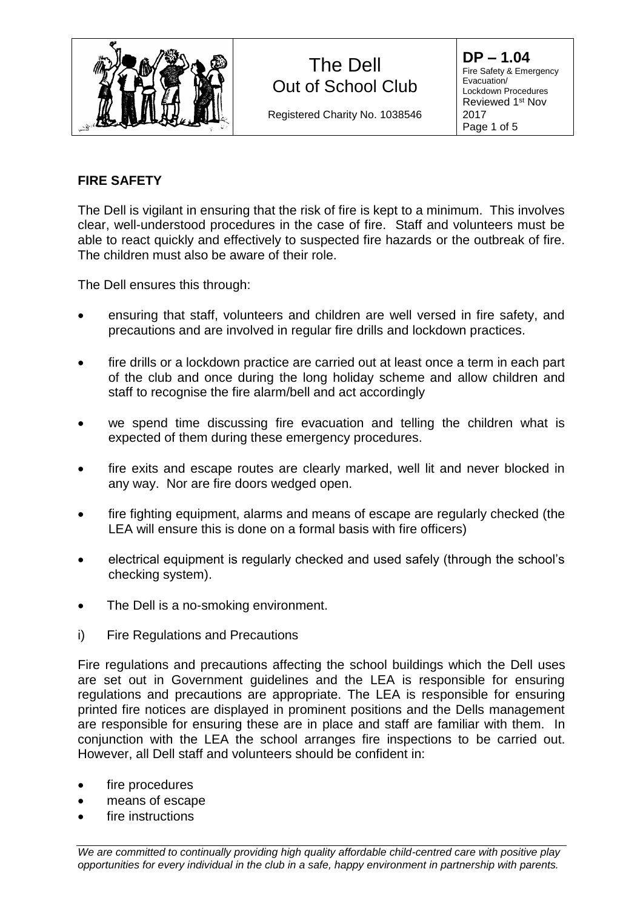| | The Dell Out of School Club Registered Charity No. 1038546 | **DP – 1.04** Fire Safety & Emergency Evacuation/ Lockdown Procedures Reviewed 1st Nov 2017 |
|---|---|---|

## FIRE SAFETY

The Dell is vigilant in ensuring that the risk of fire is kept to a minimum. This involves clear, well-understood procedures in the case of fire. Staff and volunteers must be able to react quickly and effectively to suspected fire hazards or the outbreak of fire. The children must also be aware of their role.

The Dell ensures this through:

- ensuring that staff, volunteers and children are well versed in fire safety, and precautions and are involved in regular fire drills and lockdown practices.
- fire drills or a lockdown practice are carried out at least once a term in each part of the club and once during the long holiday scheme and allow children and staff to recognise the fire alarm/bell and act accordingly
- we spend time discussing fire evacuation and telling the children what is expected of them during these emergency procedures.
- fire exits and escape routes are clearly marked, well lit and never blocked in any way. Nor are fire doors wedged open.
- fire fighting equipment, alarms and means of escape are regularly checked (the LEA will ensure this is done on a formal basis with fire officers)
- electrical equipment is regularly checked and used safely (through the school's checking system).
- The Dell is a no-smoking environment.

i) Fire Regulations and Precautions

Fire regulations and precautions affecting the school buildings which the Dell uses are set out in Government guidelines and the LEA is responsible for ensuring regulations and precautions are appropriate. The LEA is responsible for ensuring printed fire notices are displayed in prominent positions and the Dells management are responsible for ensuring these are in place and staff are familiar with them. In conjunction with the LEA the school arranges fire inspections to be carried out. However, all Dell staff and volunteers should be confident in:

- fire procedures
- means of escape
- fire instructions

*We are committed to continually providing high quality affordable child-centred care with positive play opportunities for every individual in the club in a safe, happy environment in partnership with parents.*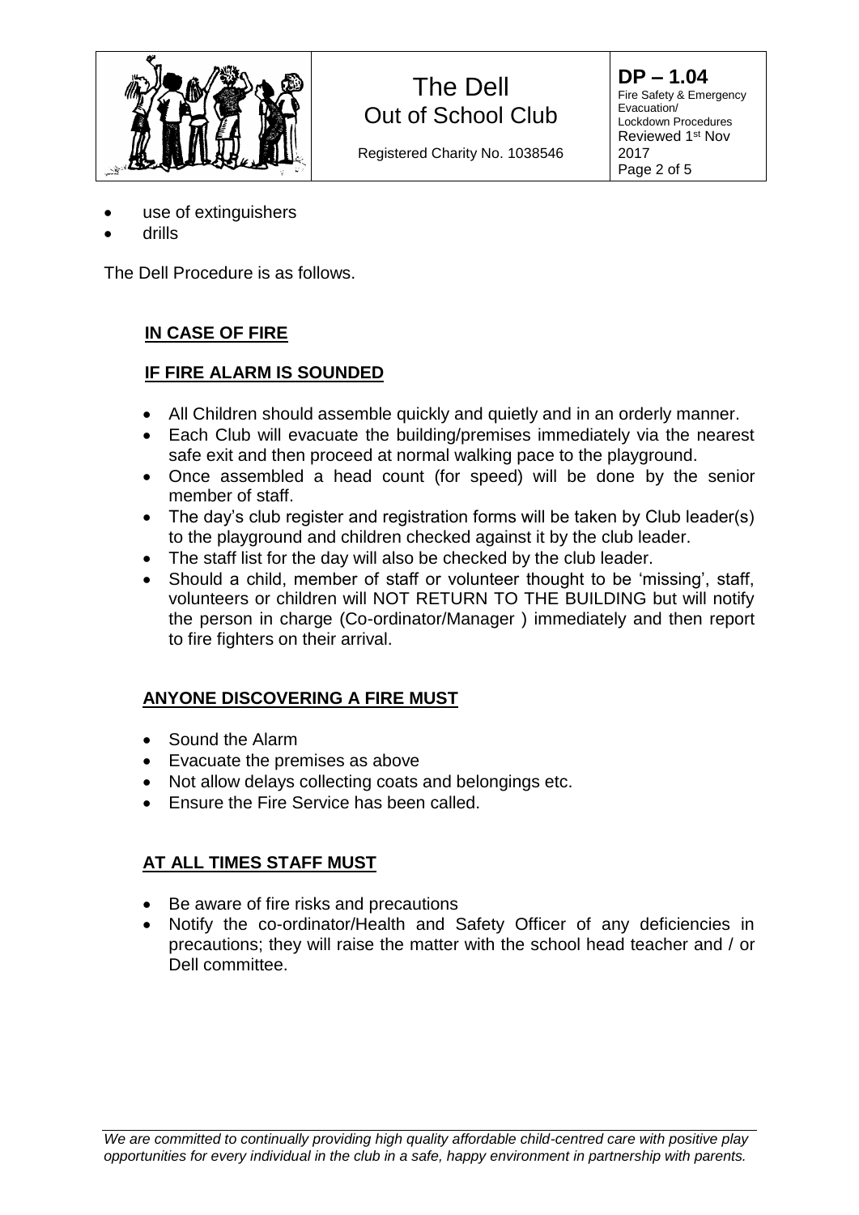- use of extinguishers
- drills

The Dell Procedure is as follows.

## **IN CASE OF FIRE**

### **IF FIRE ALARM IS SOUNDED**

- All Children should assemble quickly and quietly and in an orderly manner.
- Each Club will evacuate the building/premises immediately via the nearest safe exit and then proceed at normal walking pace to the playground.
- Once assembled a head count (for speed) will be done by the senior member of staff.
- The day's club register and registration forms will be taken by Club leader(s) to the playground and children checked against it by the club leader.
- The staff list for the day will also be checked by the club leader.
- Should a child, member of staff or volunteer thought to be 'missing', staff, volunteers or children will NOT RETURN TO THE BUILDING but will notify the person in charge (Co-ordinator/Manager ) immediately and then report to fire fighters on their arrival.

### **ANYONE DISCOVERING A FIRE MUST**

- Sound the Alarm
- Evacuate the premises as above
- Not allow delays collecting coats and belongings etc.
- Ensure the Fire Service has been called.

### **AT ALL TIMES STAFF MUST**

- Be aware of fire risks and precautions
- Notify the co-ordinator/Health and Safety Officer of any deficiencies in precautions; they will raise the matter with the school head teacher and / or Dell committee.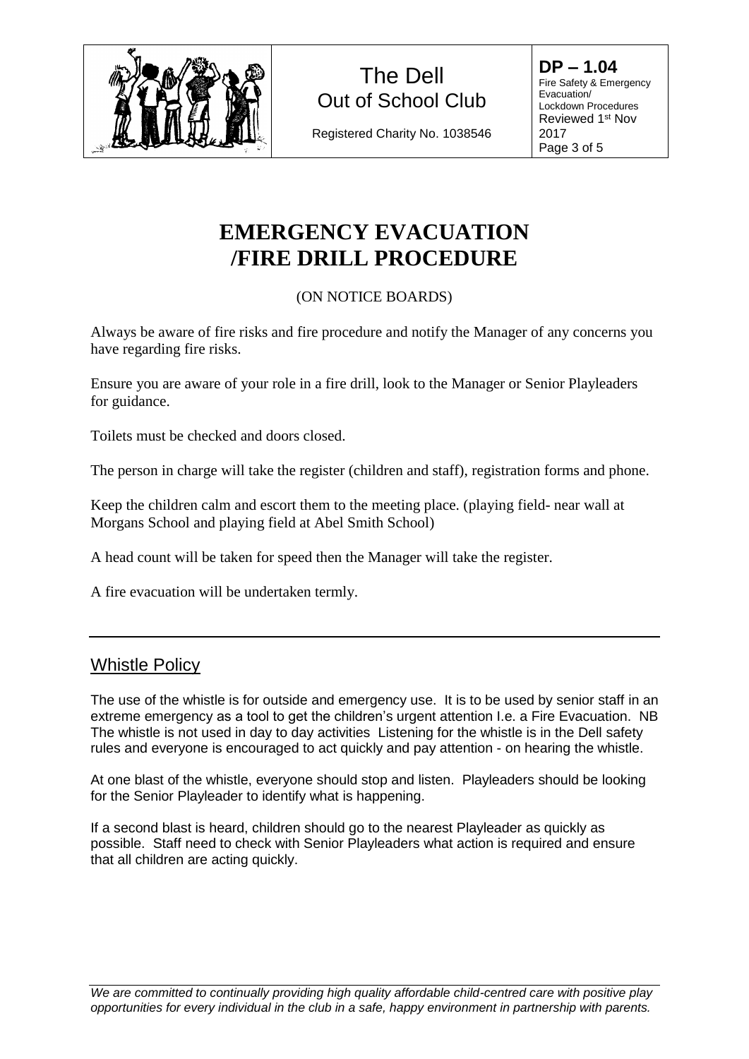# EMERGENCY EVACUATION /FIRE DRILL PROCEDURE

(ON NOTICE BOARDS)

Always be aware of fire risks and fire procedure and notify the Manager of any concerns you have regarding fire risks.

Ensure you are aware of your role in a fire drill, look to the Manager or Senior Playleaders for guidance.

Toilets must be checked and doors closed.

The person in charge will take the register (children and staff), registration forms and phone.

Keep the children calm and escort them to the meeting place. (playing field- near wall at Morgans School and playing field at Abel Smith School)

A head count will be taken for speed then the Manager will take the register.

A fire evacuation will be undertaken termly.

---

## Whistle Policy

The use of the whistle is for outside and emergency use. It is to be used by senior staff in an extreme emergency as a tool to get the children's urgent attention I.e. a Fire Evacuation. NB The whistle is not used in day to day activities Listening for the whistle is in the Dell safety rules and everyone is encouraged to act quickly and pay attention - on hearing the whistle.

At one blast of the whistle, everyone should stop and listen. Playleaders should be looking for the Senior Playleader to identify what is happening.

If a second blast is heard, children should go to the nearest Playleader as quickly as possible. Staff need to check with Senior Playleaders what action is required and ensure that all children are acting quickly.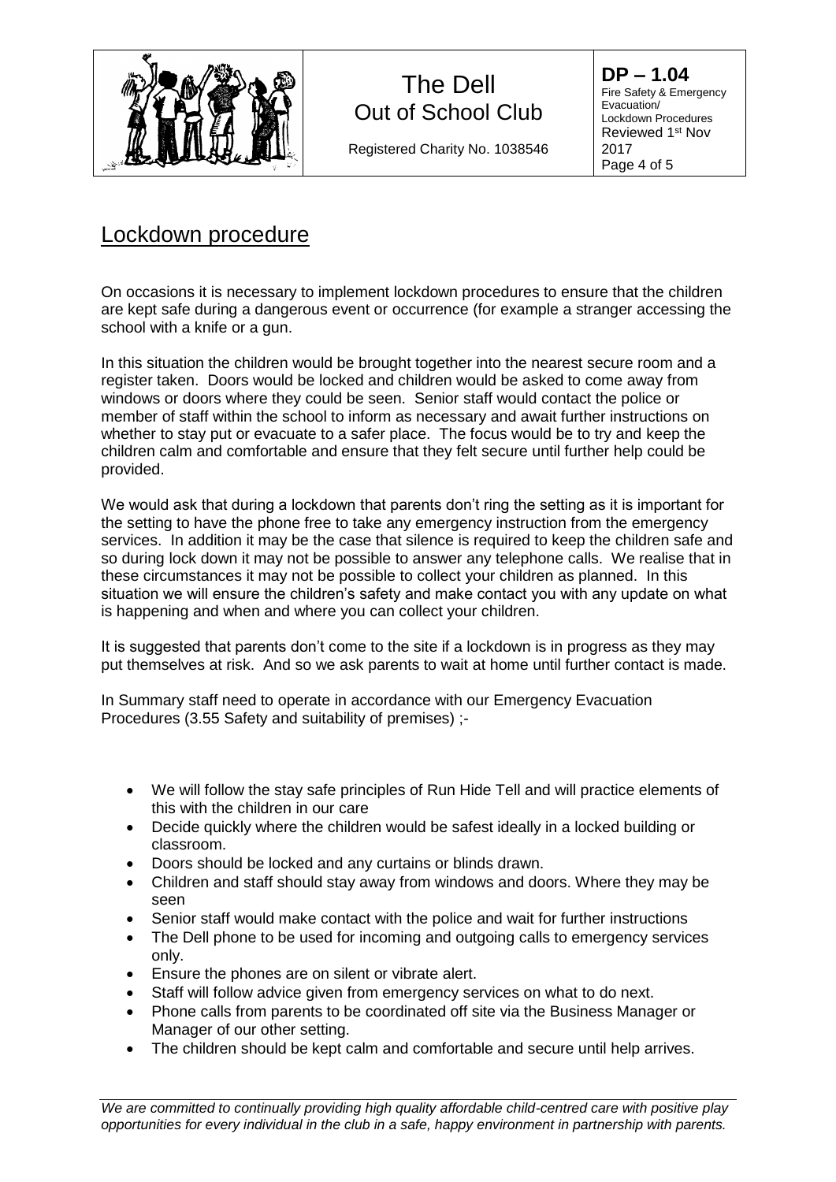## Lockdown procedure

On occasions it is necessary to implement lockdown procedures to ensure that the children are kept safe during a dangerous event or occurrence (for example a stranger accessing the school with a knife or a gun.

In this situation the children would be brought together into the nearest secure room and a register taken. Doors would be locked and children would be asked to come away from windows or doors where they could be seen. Senior staff would contact the police or member of staff within the school to inform as necessary and await further instructions on whether to stay put or evacuate to a safer place. The focus would be to try and keep the children calm and comfortable and ensure that they felt secure until further help could be provided.

We would ask that during a lockdown that parents don't ring the setting as it is important for the setting to have the phone free to take any emergency instruction from the emergency services. In addition it may be the case that silence is required to keep the children safe and so during lock down it may not be possible to answer any telephone calls. We realise that in these circumstances it may not be possible to collect your children as planned. In this situation we will ensure the children's safety and make contact you with any update on what is happening and when and where you can collect your children.

It is suggested that parents don't come to the site if a lockdown is in progress as they may put themselves at risk. And so we ask parents to wait at home until further contact is made.

In Summary staff need to operate in accordance with our Emergency Evacuation Procedures (3.55 Safety and suitability of premises) ;-

- We will follow the stay safe principles of Run Hide Tell and will practice elements of this with the children in our care
- Decide quickly where the children would be safest ideally in a locked building or classroom.
- Doors should be locked and any curtains or blinds drawn.
- Children and staff should stay away from windows and doors. Where they may be seen
- Senior staff would make contact with the police and wait for further instructions
- The Dell phone to be used for incoming and outgoing calls to emergency services only.
- Ensure the phones are on silent or vibrate alert.
- Staff will follow advice given from emergency services on what to do next.
- Phone calls from parents to be coordinated off site via the Business Manager or Manager of our other setting.
- The children should be kept calm and comfortable and secure until help arrives.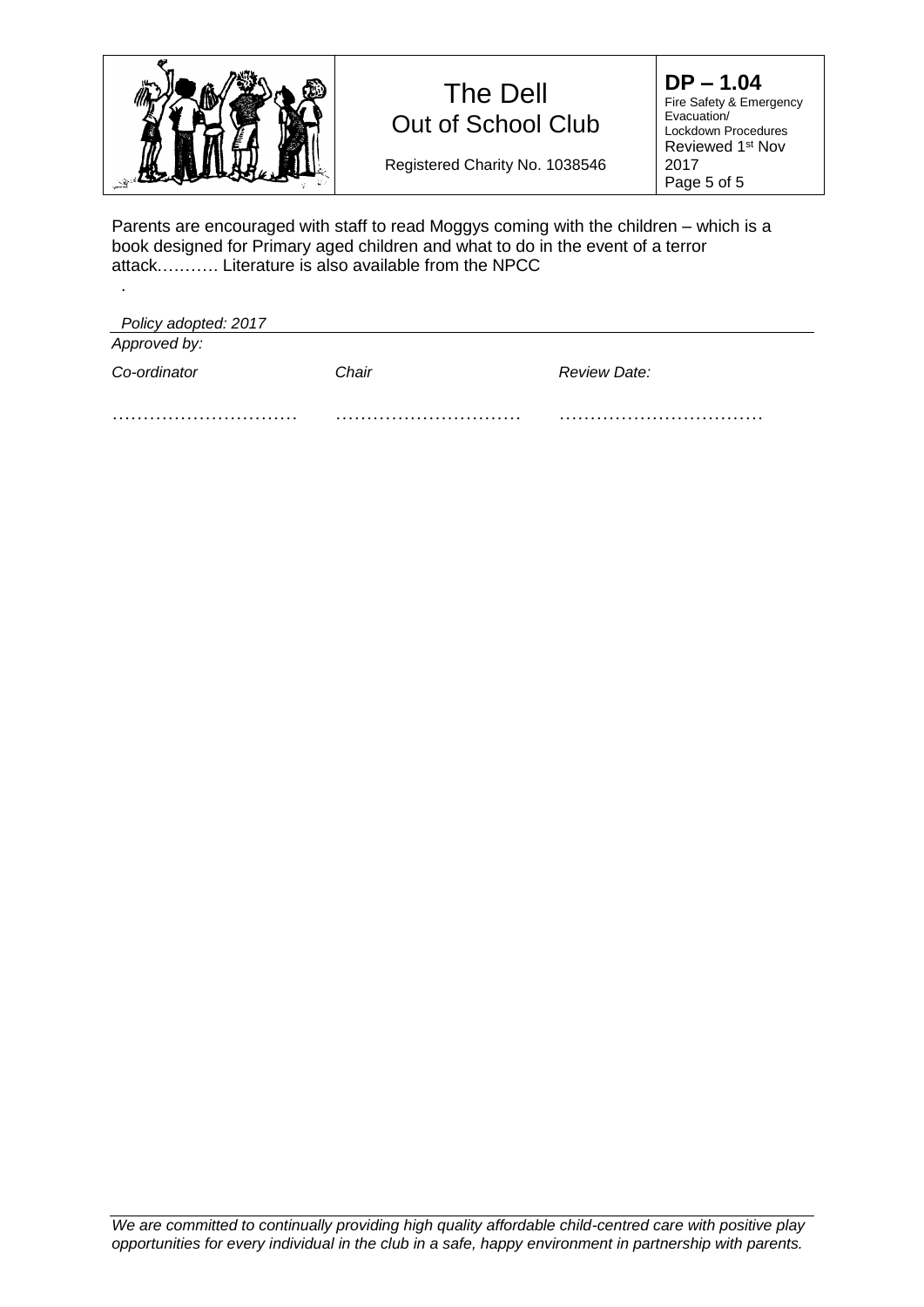Parents are encouraged with staff to read Moggys coming with the children – which is a book designed for Primary aged children and what to do in the event of a terror attack………. Literature is also available from the NPCC

.

*Policy adopted: 2017*

*Approved by:*

| *Co-ordinator* | *Chair* | *Review Date:* |
|---|---|---|
| ………………………… | ………………………… | …………………………… |

*We are committed to continually providing high quality affordable child-centred care with positive play opportunities for every individual in the club in a safe, happy environment in partnership with parents.*